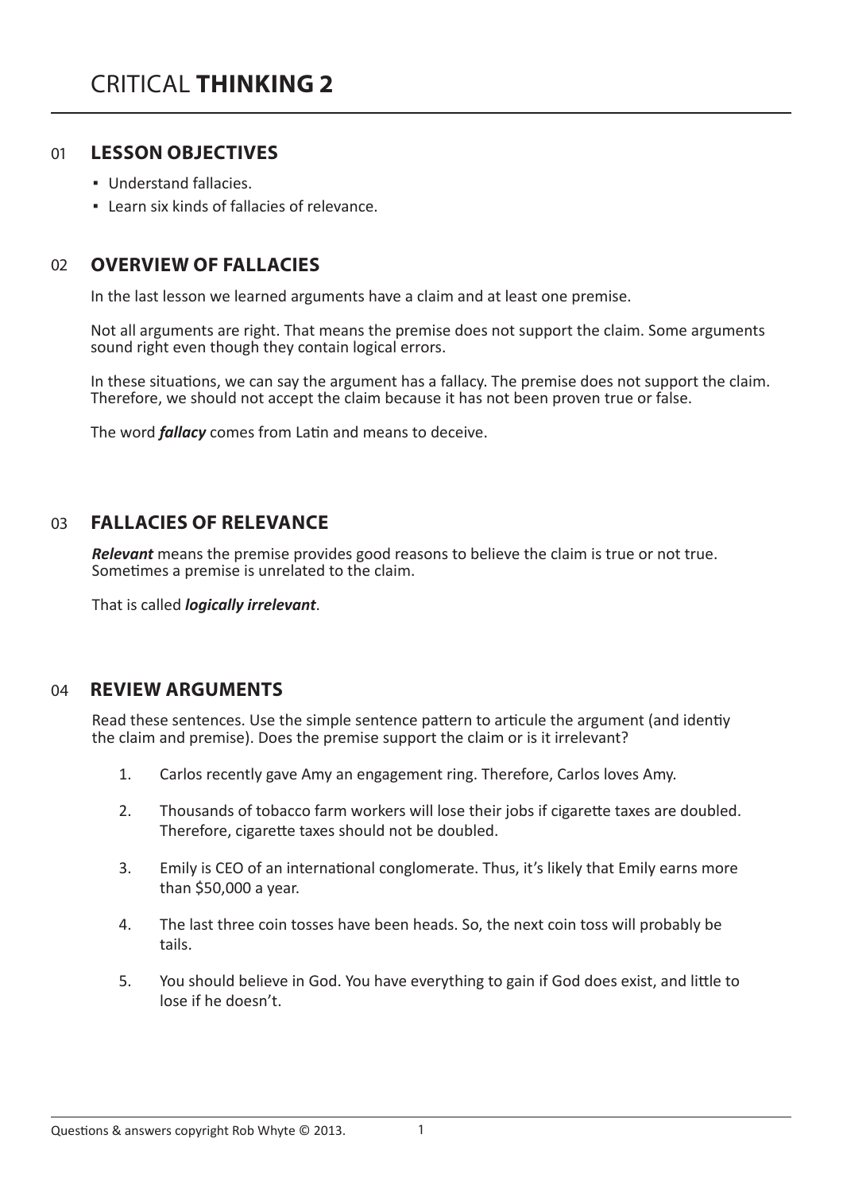# CRITICAL **THINKING 2**

## 01 LESSON OBJECTIVES

- Understand fallacies.
- Learn six kinds of fallacies of relevance.

## 02 OVERVIEW OF FALLACIES

In the last lesson we learned arguments have a claim and at least one premise.

Not all arguments are right. That means the premise does not support the claim. Some arguments sound right even though they contain logical errors.

In these situations, we can say the argument has a fallacy. The premise does not support the claim. Therefore, we should not accept the claim because it has not been proven true or false.

The word ***fallacy*** comes from Latin and means to deceive.

## 03 FALLACIES OF RELEVANCE

***Relevant*** means the premise provides good reasons to believe the claim is true or not true. Sometimes a premise is unrelated to the claim.

That is called ***logically irrelevant***.

## 04 REVIEW ARGUMENTS

Read these sentences. Use the simple sentence pattern to articule the argument (and identiy the claim and premise). Does the premise support the claim or is it irrelevant?

1. Carlos recently gave Amy an engagement ring. Therefore, Carlos loves Amy.
2. Thousands of tobacco farm workers will lose their jobs if cigarette taxes are doubled. Therefore, cigarette taxes should not be doubled.
3. Emily is CEO of an international conglomerate. Thus, it's likely that Emily earns more than $50,000 a year.
4. The last three coin tosses have been heads. So, the next coin toss will probably be tails.
5. You should believe in God. You have everything to gain if God does exist, and little to lose if he doesn't.

Questions & answers copyright Rob Whyte © 2013.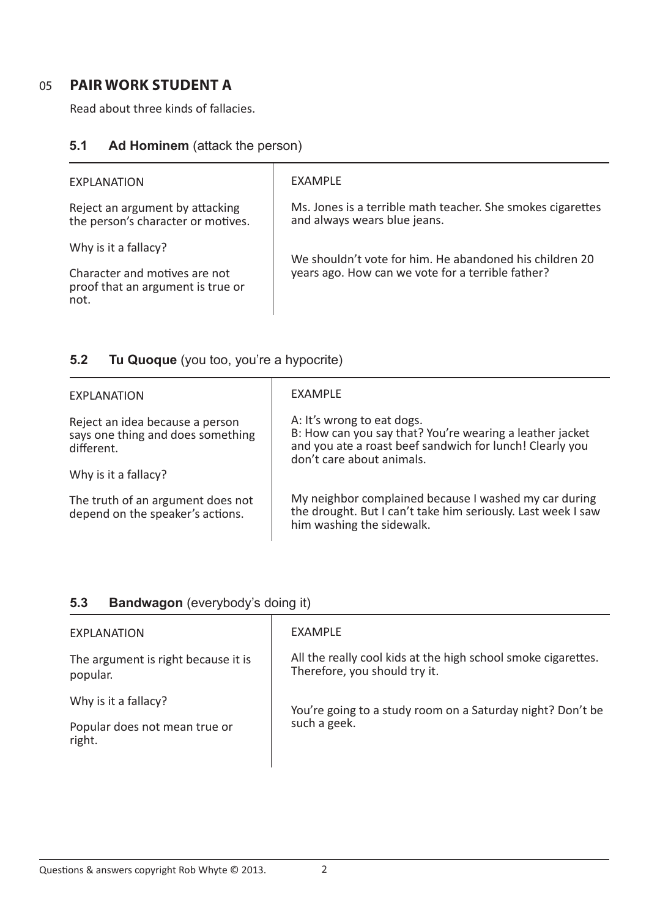## 05 PAIR WORK STUDENT A

Read about three kinds of fallacies.

### 5.1 **Ad Hominem** (attack the person)

| EXPLANATION | EXAMPLE |
|---|---|
| Reject an argument by attacking the person's character or motives. | Ms. Jones is a terrible math teacher. She smokes cigarettes and always wears blue jeans. |
| Why is it a fallacy? | |
| Character and motives are not proof that an argument is true or not. | We shouldn't vote for him. He abandoned his children 20 years ago. How can we vote for a terrible father? |

### 5.2 **Tu Quoque** (you too, you're a hypocrite)

| EXPLANATION | EXAMPLE |
|---|---|
| Reject an idea because a person says one thing and does something different. | A: It's wrong to eat dogs.<br>B: How can you say that? You're wearing a leather jacket and you ate a roast beef sandwich for lunch! Clearly you don't care about animals. |
| Why is it a fallacy? | |
| The truth of an argument does not depend on the speaker's actions. | My neighbor complained because I washed my car during the drought. But I can't take him seriously. Last week I saw him washing the sidewalk. |

### 5.3 **Bandwagon** (everybody's doing it)

| EXPLANATION | EXAMPLE |
|---|---|
| The argument is right because it is popular. | All the really cool kids at the high school smoke cigarettes. Therefore, you should try it. |
| Why is it a fallacy? | |
| Popular does not mean true or right. | You're going to a study room on a Saturday night? Don't be such a geek. |

Questions & answers copyright Rob Whyte © 2013.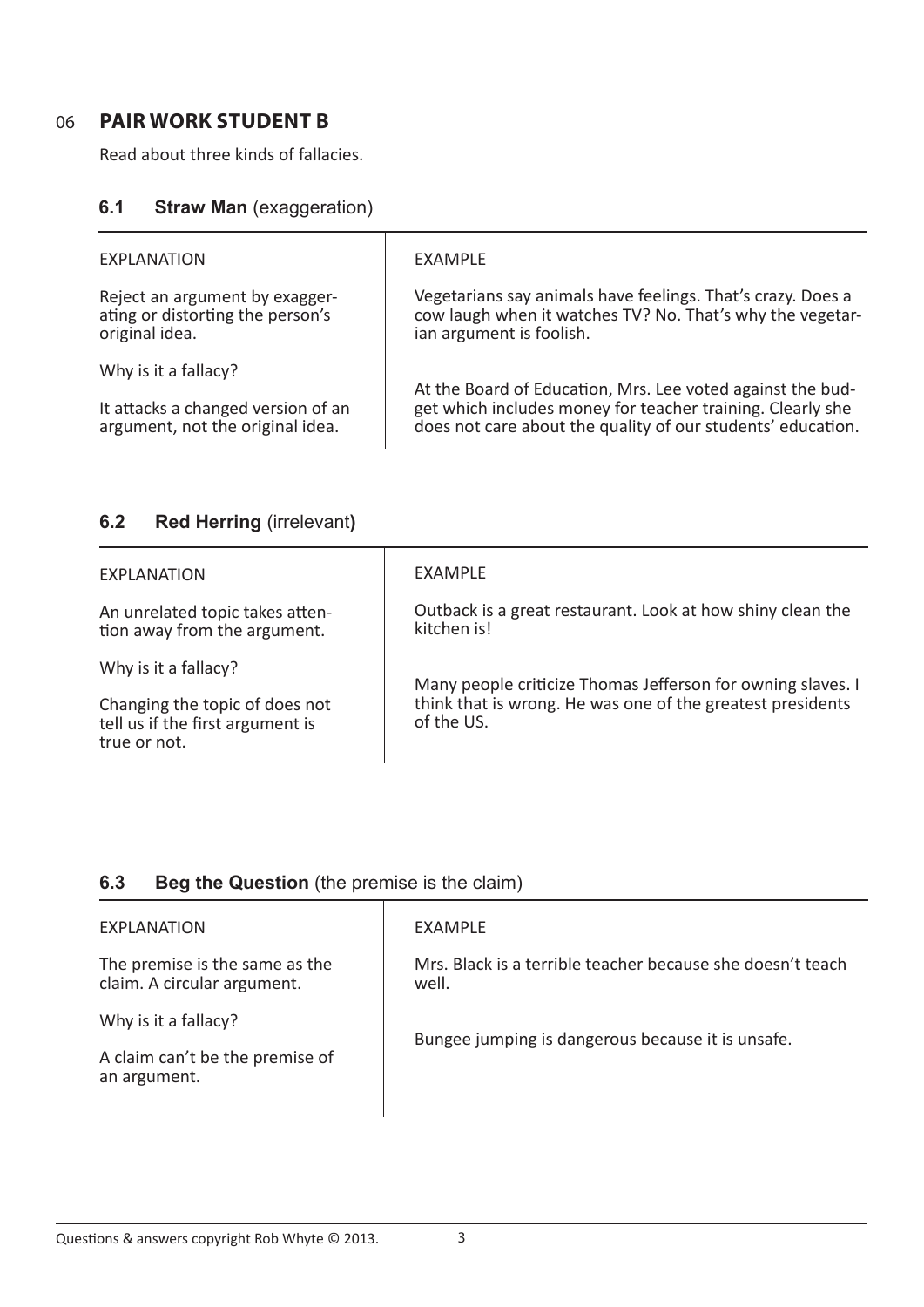## 06 PAIR WORK STUDENT B

Read about three kinds of fallacies.

### 6.1 Straw Man (exaggeration)

| EXPLANATION | EXAMPLE |
|---|---|
| Reject an argument by exaggerating or distorting the person's original idea.<br><br>Why is it a fallacy?<br><br>It attacks a changed version of an argument, not the original idea. | Vegetarians say animals have feelings. That's crazy. Does a cow laugh when it watches TV? No. That's why the vegetarian argument is foolish.<br><br>At the Board of Education, Mrs. Lee voted against the budget which includes money for teacher training. Clearly she does not care about the quality of our students' education. |

### 6.2 Red Herring (irrelevant)

| EXPLANATION | EXAMPLE |
|---|---|
| An unrelated topic takes attention away from the argument.<br><br>Why is it a fallacy?<br><br>Changing the topic of does not tell us if the first argument is true or not. | Outback is a great restaurant. Look at how shiny clean the kitchen is!<br><br>Many people criticize Thomas Jefferson for owning slaves. I think that is wrong. He was one of the greatest presidents of the US. |

### 6.3 Beg the Question (the premise is the claim)

| EXPLANATION | EXAMPLE |
|---|---|
| The premise is the same as the claim. A circular argument.<br><br>Why is it a fallacy?<br><br>A claim can't be the premise of an argument. | Mrs. Black is a terrible teacher because she doesn't teach well.<br><br>Bungee jumping is dangerous because it is unsafe. |

Questions & answers copyright Rob Whyte © 2013.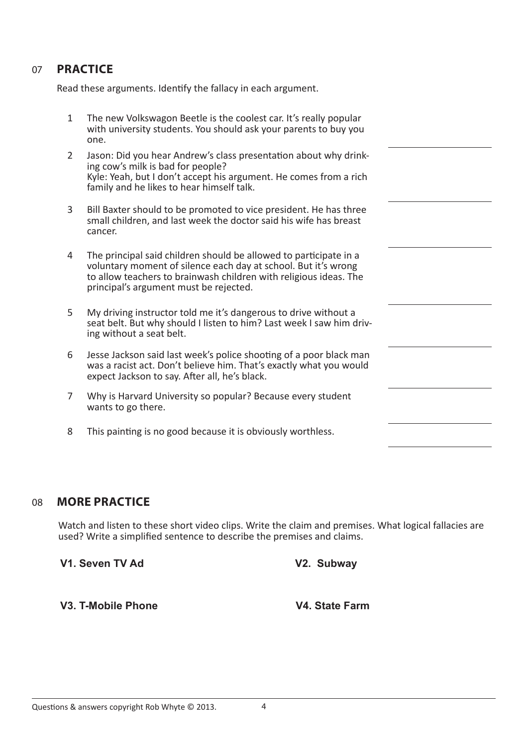## 07 PRACTICE

Read these arguments. Identify the fallacy in each argument.

1. The new Volkswagon Beetle is the coolest car. It's really popular with university students. You should ask your parents to buy you one. \_\_\_\_\_\_\_\_\_\_\_\_\_\_\_\_
2. Jason: Did you hear Andrew's class presentation about why drinking cow's milk is bad for people?  
   Kyle: Yeah, but I don't accept his argument. He comes from a rich family and he likes to hear himself talk. \_\_\_\_\_\_\_\_\_\_\_\_\_\_\_\_
3. Bill Baxter should to be promoted to vice president. He has three small children, and last week the doctor said his wife has breast cancer. \_\_\_\_\_\_\_\_\_\_\_\_\_\_\_\_
4. The principal said children should be allowed to participate in a voluntary moment of silence each day at school. But it's wrong to allow teachers to brainwash children with religious ideas. The principal's argument must be rejected. \_\_\_\_\_\_\_\_\_\_\_\_\_\_\_\_
5. My driving instructor told me it's dangerous to drive without a seat belt. But why should I listen to him? Last week I saw him driving without a seat belt. \_\_\_\_\_\_\_\_\_\_\_\_\_\_\_\_
6. Jesse Jackson said last week's police shooting of a poor black man was a racist act. Don't believe him. That's exactly what you would expect Jackson to say. After all, he's black. \_\_\_\_\_\_\_\_\_\_\_\_\_\_\_\_
7. Why is Harvard University so popular? Because every student wants to go there. \_\_\_\_\_\_\_\_\_\_\_\_\_\_\_\_
8. This painting is no good because it is obviously worthless. \_\_\_\_\_\_\_\_\_\_\_\_\_\_\_\_

## 08 MORE PRACTICE

Watch and listen to these short video clips. Write the claim and premises. What logical fallacies are used? Write a simplified sentence to describe the premises and claims.

**V1. Seven TV Ad**

**V2. Subway**

**V3. T-Mobile Phone**

**V4. State Farm**

Questions & answers copyright Rob Whyte © 2013.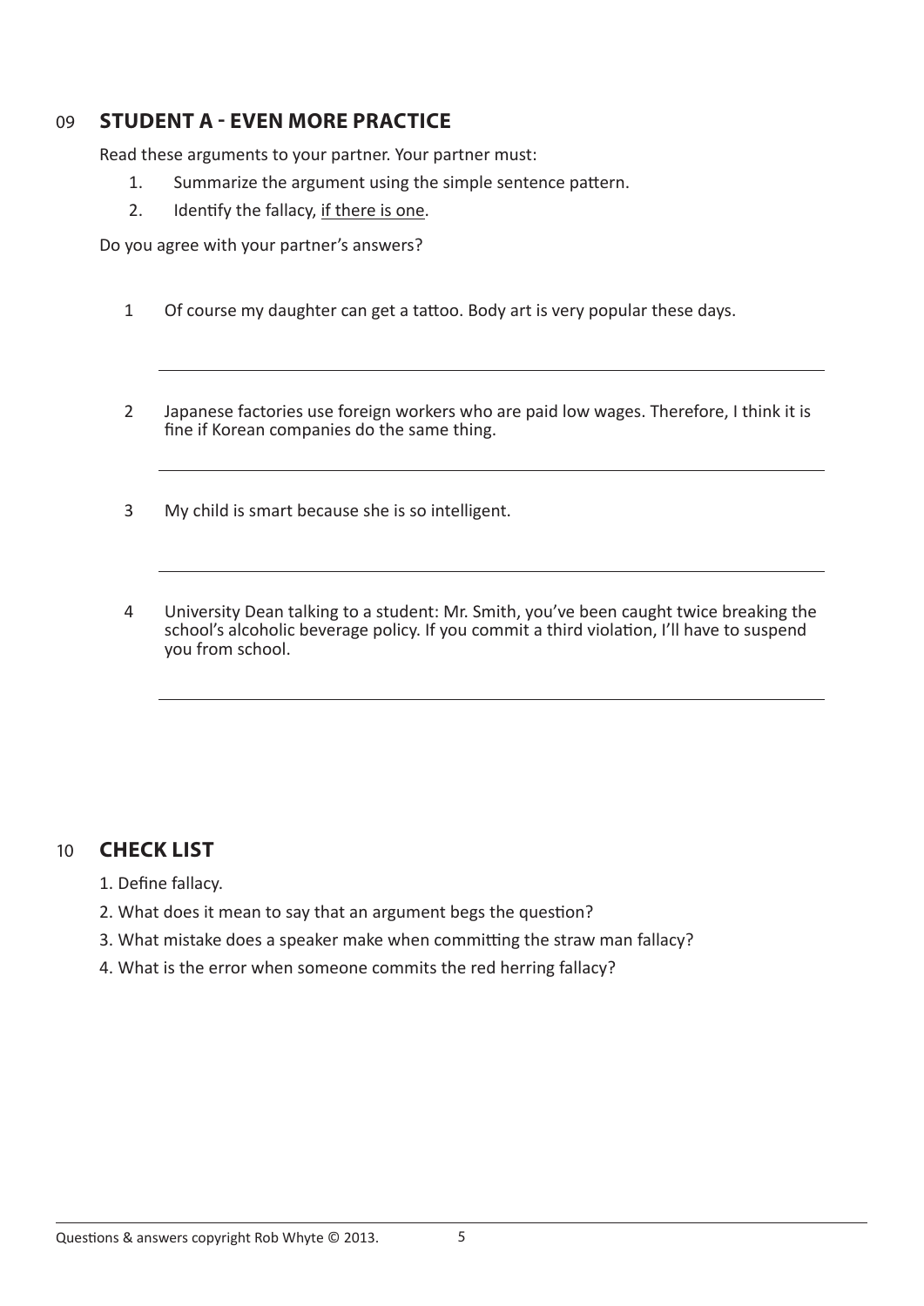## 09 STUDENT A - EVEN MORE PRACTICE

Read these arguments to your partner. Your partner must:

1. Summarize the argument using the simple sentence pattern.
2. Identify the fallacy, <u>if there is one</u>.

Do you agree with your partner's answers?

1. Of course my daughter can get a tattoo. Body art is very popular these days.

---

2. Japanese factories use foreign workers who are paid low wages. Therefore, I think it is fine if Korean companies do the same thing.

---

3. My child is smart because she is so intelligent.

---

4. University Dean talking to a student: Mr. Smith, you've been caught twice breaking the school's alcoholic beverage policy. If you commit a third violation, I'll have to suspend you from school.

---

## 10 CHECK LIST

1. Define fallacy.
2. What does it mean to say that an argument begs the question?
3. What mistake does a speaker make when committing the straw man fallacy?
4. What is the error when someone commits the red herring fallacy?

Questions & answers copyright Rob Whyte © 2013.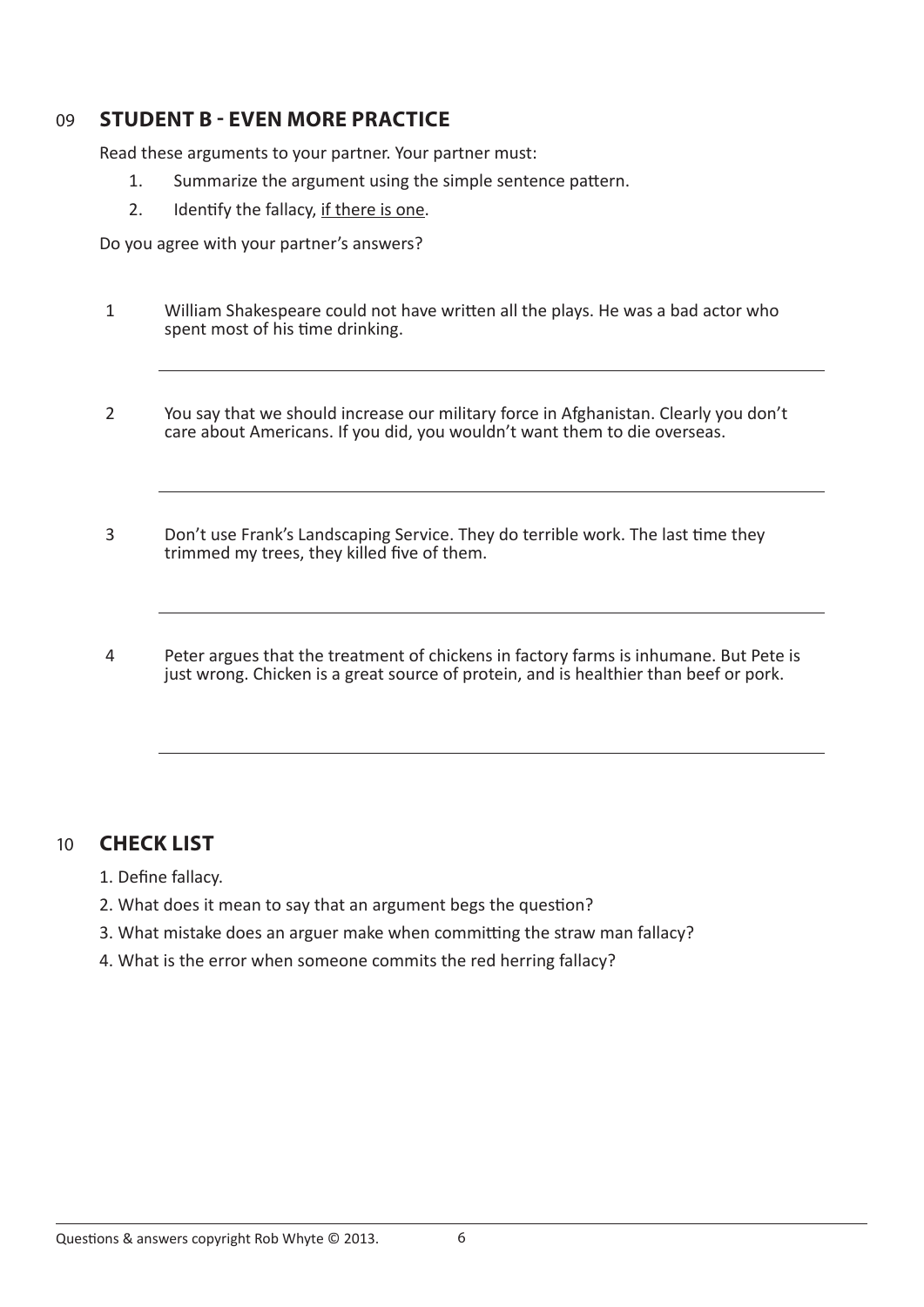## 09 STUDENT B - EVEN MORE PRACTICE

Read these arguments to your partner. Your partner must:

1. Summarize the argument using the simple sentence pattern.
2. Identify the fallacy, <u>if there is one</u>.

Do you agree with your partner's answers?

1. William Shakespeare could not have written all the plays. He was a bad actor who spent most of his time drinking.

2. You say that we should increase our military force in Afghanistan. Clearly you don't care about Americans. If you did, you wouldn't want them to die overseas.

3. Don't use Frank's Landscaping Service. They do terrible work. The last time they trimmed my trees, they killed five of them.

4. Peter argues that the treatment of chickens in factory farms is inhumane. But Pete is just wrong. Chicken is a great source of protein, and is healthier than beef or pork.

## 10 CHECK LIST

1. Define fallacy.
2. What does it mean to say that an argument begs the question?
3. What mistake does an arguer make when committing the straw man fallacy?
4. What is the error when someone commits the red herring fallacy?

Questions & answers copyright Rob Whyte © 2013.